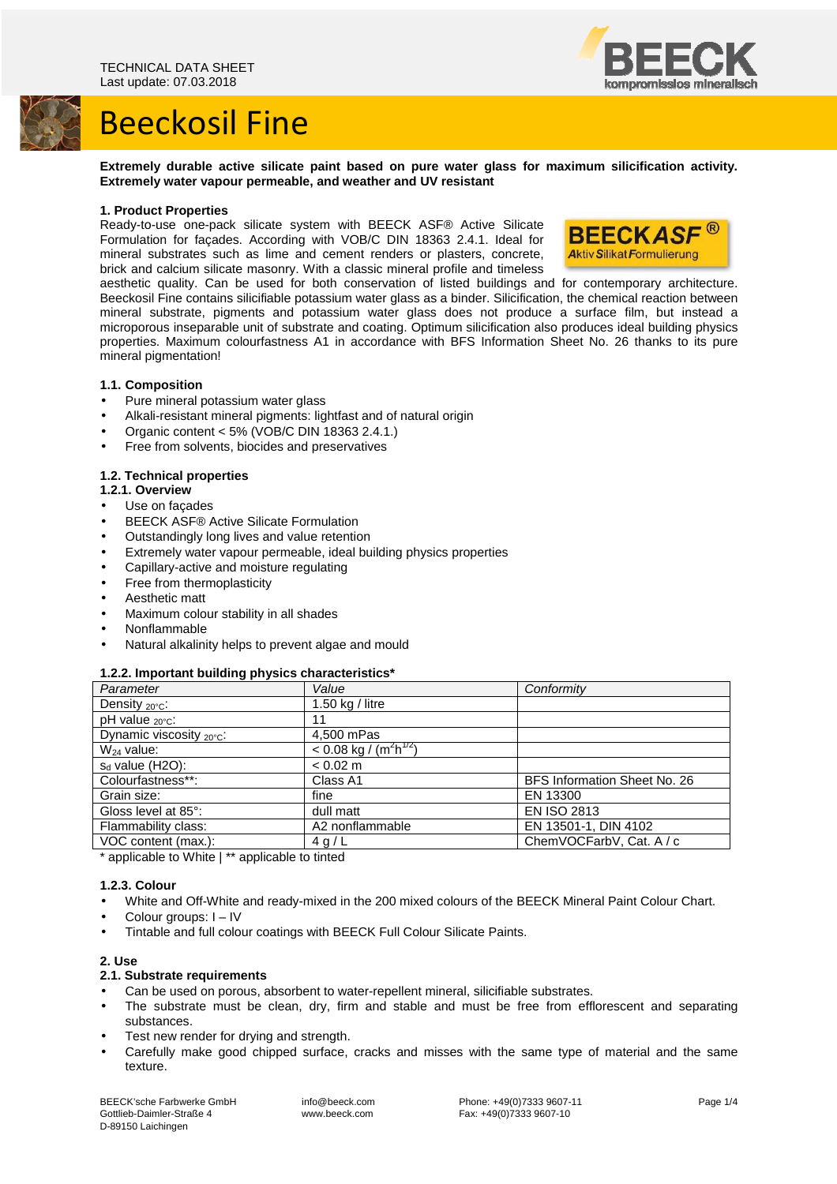TECHNICAL DATA SHEET
Last update: 07.03.2018

# Beeckosil Fine

**Extremely durable active silicate paint based on pure water glass for maximum silicification activity. Extremely water vapour permeable, and weather and UV resistant**

## 1. Product Properties

Ready-to-use one-pack silicate system with BEECK ASF® Active Silicate Formulation for façades. According with VOB/C DIN 18363 2.4.1. Ideal for mineral substrates such as lime and cement renders or plasters, concrete, brick and calcium silicate masonry. With a classic mineral profile and timeless aesthetic quality. Can be used for both conservation of listed buildings and for contemporary architecture. Beeckosil Fine contains silicifiable potassium water glass as a binder. Silicification, the chemical reaction between mineral substrate, pigments and potassium water glass does not produce a surface film, but instead a microporous inseparable unit of substrate and coating. Optimum silicification also produces ideal building physics properties. Maximum colourfastness A1 in accordance with BFS Information Sheet No. 26 thanks to its pure mineral pigmentation!

### 1.1. Composition

- Pure mineral potassium water glass
- Alkali-resistant mineral pigments: lightfast and of natural origin
- Organic content < 5% (VOB/C DIN 18363 2.4.1.)
- Free from solvents, biocides and preservatives

### 1.2. Technical properties

#### 1.2.1. Overview

- Use on façades
- BEECK ASF® Active Silicate Formulation
- Outstandingly long lives and value retention
- Extremely water vapour permeable, ideal building physics properties
- Capillary-active and moisture regulating
- Free from thermoplasticity
- Aesthetic matt
- Maximum colour stability in all shades
- Nonflammable
- Natural alkalinity helps to prevent algae and mould

#### 1.2.2. Important building physics characteristics*

| Parameter | Value | Conformity |
|---|---|---|
| Density $_{20°C}$: | 1.50 kg / litre | |
| pH value $_{20°C}$: | 11 | |
| Dynamic viscosity $_{20°C}$: | 4,500 mPas | |
| $W_{24}$ value: | < 0.08 kg / ($m^2h^{1/2}$) | |
| $s_d$ value (H2O): | < 0.02 m | |
| Colourfastness**: | Class A1 | BFS Information Sheet No. 26 |
| Grain size: | fine | EN 13300 |
| Gloss level at 85°: | dull matt | EN ISO 2813 |
| Flammability class: | A2 nonflammable | EN 13501-1, DIN 4102 |
| VOC content (max.): | 4 g / L | ChemVOCFarbV, Cat. A / c |

\* applicable to White | ** applicable to tinted

#### 1.2.3. Colour

- White and Off-White and ready-mixed in the 200 mixed colours of the BEECK Mineral Paint Colour Chart.
- Colour groups: I – IV
- Tintable and full colour coatings with BEECK Full Colour Silicate Paints.

## 2. Use

### 2.1. Substrate requirements

- Can be used on porous, absorbent to water-repellent mineral, silicifiable substrates.
- The substrate must be clean, dry, firm and stable and must be free from efflorescent and separating substances.
- Test new render for drying and strength.
- Carefully make good chipped surface, cracks and misses with the same type of material and the same texture.

BEECK'sche Farbwerke GmbH
Gottlieb-Daimler-Straße 4
D-89150 Laichingen

info@beeck.com
www.beeck.com

Phone: +49(0)7333 9607-11
Fax: +49(0)7333 9607-10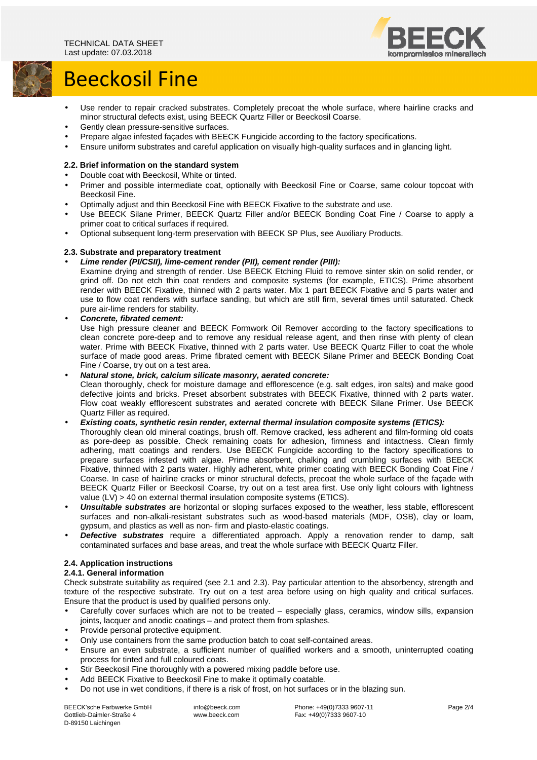# Beeckosil Fine

- Use render to repair cracked substrates. Completely precoat the whole surface, where hairline cracks and minor structural defects exist, using BEECK Quartz Filler or Beeckosil Coarse.
- Gently clean pressure-sensitive surfaces.
- Prepare algae infested façades with BEECK Fungicide according to the factory specifications.
- Ensure uniform substrates and careful application on visually high-quality surfaces and in glancing light.

### 2.2. Brief information on the standard system

- Double coat with Beeckosil, White or tinted.
- Primer and possible intermediate coat, optionally with Beeckosil Fine or Coarse, same colour topcoat with Beeckosil Fine.
- Optimally adjust and thin Beeckosil Fine with BEECK Fixative to the substrate and use.
- Use BEECK Silane Primer, BEECK Quartz Filler and/or BEECK Bonding Coat Fine / Coarse to apply a primer coat to critical surfaces if required.
- Optional subsequent long-term preservation with BEECK SP Plus, see Auxiliary Products.

### 2.3. Substrate and preparatory treatment

- ***Lime render (PI/CSII), lime-cement render (PII), cement render (PIII):***
  Examine drying and strength of render. Use BEECK Etching Fluid to remove sinter skin on solid render, or grind off. Do not etch thin coat renders and composite systems (for example, ETICS). Prime absorbent render with BEECK Fixative, thinned with 2 parts water. Mix 1 part BEECK Fixative and 5 parts water and use to flow coat renders with surface sanding, but which are still firm, several times until saturated. Check pure air-lime renders for stability.
- ***Concrete, fibrated cement:***
  Use high pressure cleaner and BEECK Formwork Oil Remover according to the factory specifications to clean concrete pore-deep and to remove any residual release agent, and then rinse with plenty of clean water. Prime with BEECK Fixative, thinned with 2 parts water. Use BEECK Quartz Filler to coat the whole surface of made good areas. Prime fibrated cement with BEECK Silane Primer and BEECK Bonding Coat Fine / Coarse, try out on a test area.
- ***Natural stone, brick, calcium silicate masonry, aerated concrete:***
  Clean thoroughly, check for moisture damage and efflorescence (e.g. salt edges, iron salts) and make good defective joints and bricks. Preset absorbent substrates with BEECK Fixative, thinned with 2 parts water. Flow coat weakly efflorescent substrates and aerated concrete with BEECK Silane Primer. Use BEECK Quartz Filler as required.
- ***Existing coats, synthetic resin render, external thermal insulation composite systems (ETICS):***
  Thoroughly clean old mineral coatings, brush off. Remove cracked, less adherent and film-forming old coats as pore-deep as possible. Check remaining coats for adhesion, firmness and intactness. Clean firmly adhering, matt coatings and renders. Use BEECK Fungicide according to the factory specifications to prepare surfaces infested with algae. Prime absorbent, chalking and crumbling surfaces with BEECK Fixative, thinned with 2 parts water. Highly adherent, white primer coating with BEECK Bonding Coat Fine / Coarse. In case of hairline cracks or minor structural defects, precoat the whole surface of the façade with BEECK Quartz Filler or Beeckosil Coarse, try out on a test area first. Use only light colours with lightness value (LV) > 40 on external thermal insulation composite systems (ETICS).
- ***Unsuitable substrates*** are horizontal or sloping surfaces exposed to the weather, less stable, efflorescent surfaces and non-alkali-resistant substrates such as wood-based materials (MDF, OSB), clay or loam, gypsum, and plastics as well as non- firm and plasto-elastic coatings.
- ***Defective substrates*** require a differentiated approach. Apply a renovation render to damp, salt contaminated surfaces and base areas, and treat the whole surface with BEECK Quartz Filler.

### 2.4. Application instructions

#### 2.4.1. General information

Check substrate suitability as required (see 2.1 and 2.3). Pay particular attention to the absorbency, strength and texture of the respective substrate. Try out on a test area before using on high quality and critical surfaces. Ensure that the product is used by qualified persons only.

- Carefully cover surfaces which are not to be treated – especially glass, ceramics, window sills, expansion joints, lacquer and anodic coatings – and protect them from splashes.
- Provide personal protective equipment.
- Only use containers from the same production batch to coat self-contained areas.
- Ensure an even substrate, a sufficient number of qualified workers and a smooth, uninterrupted coating process for tinted and full coloured coats.
- Stir Beeckosil Fine thoroughly with a powered mixing paddle before use.
- Add BEECK Fixative to Beeckosil Fine to make it optimally coatable.
- Do not use in wet conditions, if there is a risk of frost, on hot surfaces or in the blazing sun.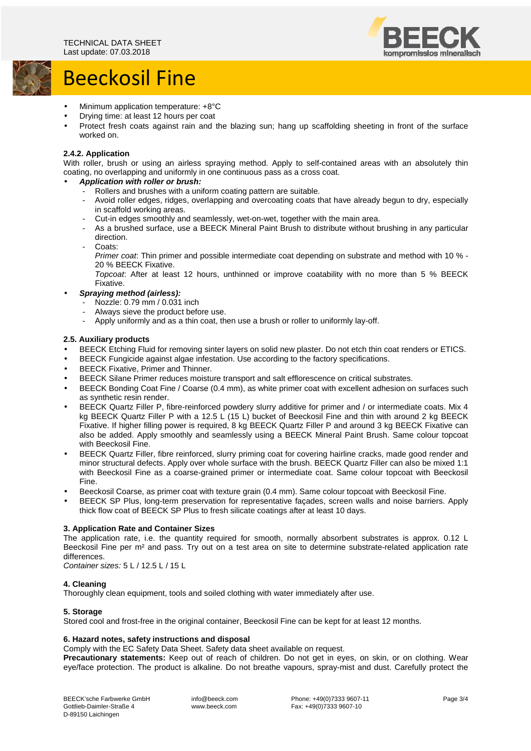- Minimum application temperature: +8°C
- Drying time: at least 12 hours per coat
- Protect fresh coats against rain and the blazing sun; hang up scaffolding sheeting in front of the surface worked on.

#### 2.4.2. Application

With roller, brush or using an airless spraying method. Apply to self-contained areas with an absolutely thin coating, no overlapping and uniformly in one continuous pass as a cross coat.

- ***Application with roller or brush:***
  - Rollers and brushes with a uniform coating pattern are suitable.
  - Avoid roller edges, ridges, overlapping and overcoating coats that have already begun to dry, especially in scaffold working areas.
  - Cut-in edges smoothly and seamlessly, wet-on-wet, together with the main area.
  - As a brushed surface, use a BEECK Mineral Paint Brush to distribute without brushing in any particular direction.
  - Coats:
    *Primer coat*: Thin primer and possible intermediate coat depending on substrate and method with 10 % - 20 % BEECK Fixative.
    *Topcoat*: After at least 12 hours, unthinned or improve coatability with no more than 5 % BEECK Fixative.
- ***Spraying method (airless):***
  - Nozzle: 0.79 mm / 0.031 inch
  - Always sieve the product before use.
  - Apply uniformly and as a thin coat, then use a brush or roller to uniformly lay-off.

### 2.5. Auxiliary products

- BEECK Etching Fluid for removing sinter layers on solid new plaster. Do not etch thin coat renders or ETICS.
- BEECK Fungicide against algae infestation. Use according to the factory specifications.
- BEECK Fixative, Primer and Thinner.
- BEECK Silane Primer reduces moisture transport and salt efflorescence on critical substrates.
- BEECK Bonding Coat Fine / Coarse (0.4 mm), as white primer coat with excellent adhesion on surfaces such as synthetic resin render.
- BEECK Quartz Filler P, fibre-reinforced powdery slurry additive for primer and / or intermediate coats. Mix 4 kg BEECK Quartz Filler P with a 12.5 L (15 L) bucket of Beeckosil Fine and thin with around 2 kg BEECK Fixative. If higher filling power is required, 8 kg BEECK Quartz Filler P and around 3 kg BEECK Fixative can also be added. Apply smoothly and seamlessly using a BEECK Mineral Paint Brush. Same colour topcoat with Beeckosil Fine.
- BEECK Quartz Filler, fibre reinforced, slurry priming coat for covering hairline cracks, made good render and minor structural defects. Apply over whole surface with the brush. BEECK Quartz Filler can also be mixed 1:1 with Beeckosil Fine as a coarse-grained primer or intermediate coat. Same colour topcoat with Beeckosil Fine.
- Beeckosil Coarse, as primer coat with texture grain (0.4 mm). Same colour topcoat with Beeckosil Fine.
- BEECK SP Plus, long-term preservation for representative façades, screen walls and noise barriers. Apply thick flow coat of BEECK SP Plus to fresh silicate coatings after at least 10 days.

## 3. Application Rate and Container Sizes

The application rate, i.e. the quantity required for smooth, normally absorbent substrates is approx. 0.12 L Beeckosil Fine per m² and pass. Try out on a test area on site to determine substrate-related application rate differences.
*Container sizes:* 5 L / 12.5 L / 15 L

## 4. Cleaning

Thoroughly clean equipment, tools and soiled clothing with water immediately after use.

## 5. Storage

Stored cool and frost-free in the original container, Beeckosil Fine can be kept for at least 12 months.

## 6. Hazard notes, safety instructions and disposal

Comply with the EC Safety Data Sheet. Safety data sheet available on request.
**Precautionary statements:** Keep out of reach of children. Do not get in eyes, on skin, or on clothing. Wear eye/face protection. The product is alkaline. Do not breathe vapours, spray-mist and dust. Carefully protect the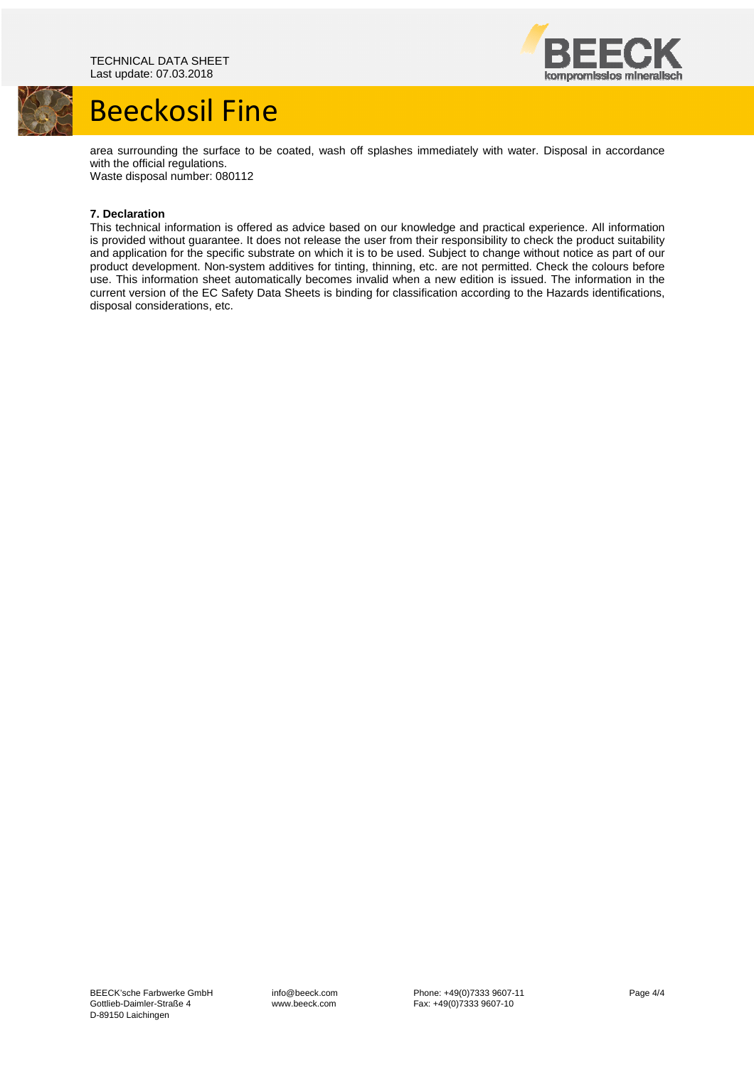area surrounding the surface to be coated, wash off splashes immediately with water. Disposal in accordance with the official regulations.
Waste disposal number: 080112

**7. Declaration**

This technical information is offered as advice based on our knowledge and practical experience. All information is provided without guarantee. It does not release the user from their responsibility to check the product suitability and application for the specific substrate on which it is to be used. Subject to change without notice as part of our product development. Non-system additives for tinting, thinning, etc. are not permitted. Check the colours before use. This information sheet automatically becomes invalid when a new edition is issued. The information in the current version of the EC Safety Data Sheets is binding for classification according to the Hazards identifications, disposal considerations, etc.